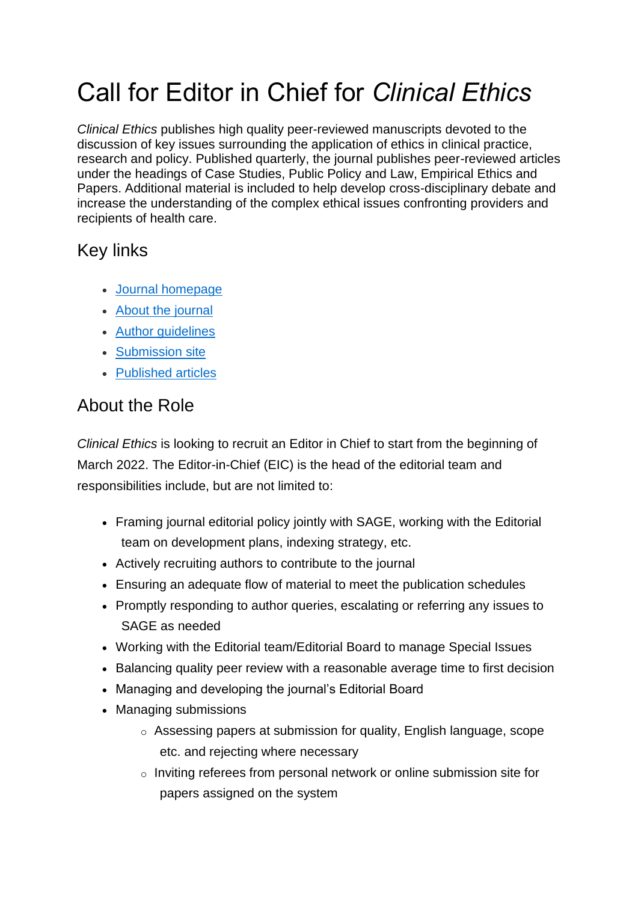# Call for Editor in Chief for *Clinical Ethics*

*Clinical Ethics* publishes high quality peer-reviewed manuscripts devoted to the discussion of key issues surrounding the application of ethics in clinical practice, research and policy. Published quarterly, the journal publishes peer-reviewed articles under the headings of Case Studies, Public Policy and Law, Empirical Ethics and Papers. Additional material is included to help develop cross-disciplinary debate and increase the understanding of the complex ethical issues confronting providers and recipients of health care.

## Key links

- Journal homepage
- About the journal
- Author guidelines
- Submission site
- Published articles

## About the Role

*Clinical Ethics* is looking to recruit an Editor in Chief to start from the beginning of March 2022. The Editor-in-Chief (EIC) is the head of the editorial team and responsibilities include, but are not limited to:

- Framing journal editorial policy jointly with SAGE, working with the Editorial team on development plans, indexing strategy, etc.
- Actively recruiting authors to contribute to the journal
- Ensuring an adequate flow of material to meet the publication schedules
- Promptly responding to author queries, escalating or referring any issues to SAGE as needed
- Working with the Editorial team/Editorial Board to manage Special Issues
- Balancing quality peer review with a reasonable average time to first decision
- Managing and developing the journal's Editorial Board
- Managing submissions
  - Assessing papers at submission for quality, English language, scope etc. and rejecting where necessary
  - Inviting referees from personal network or online submission site for papers assigned on the system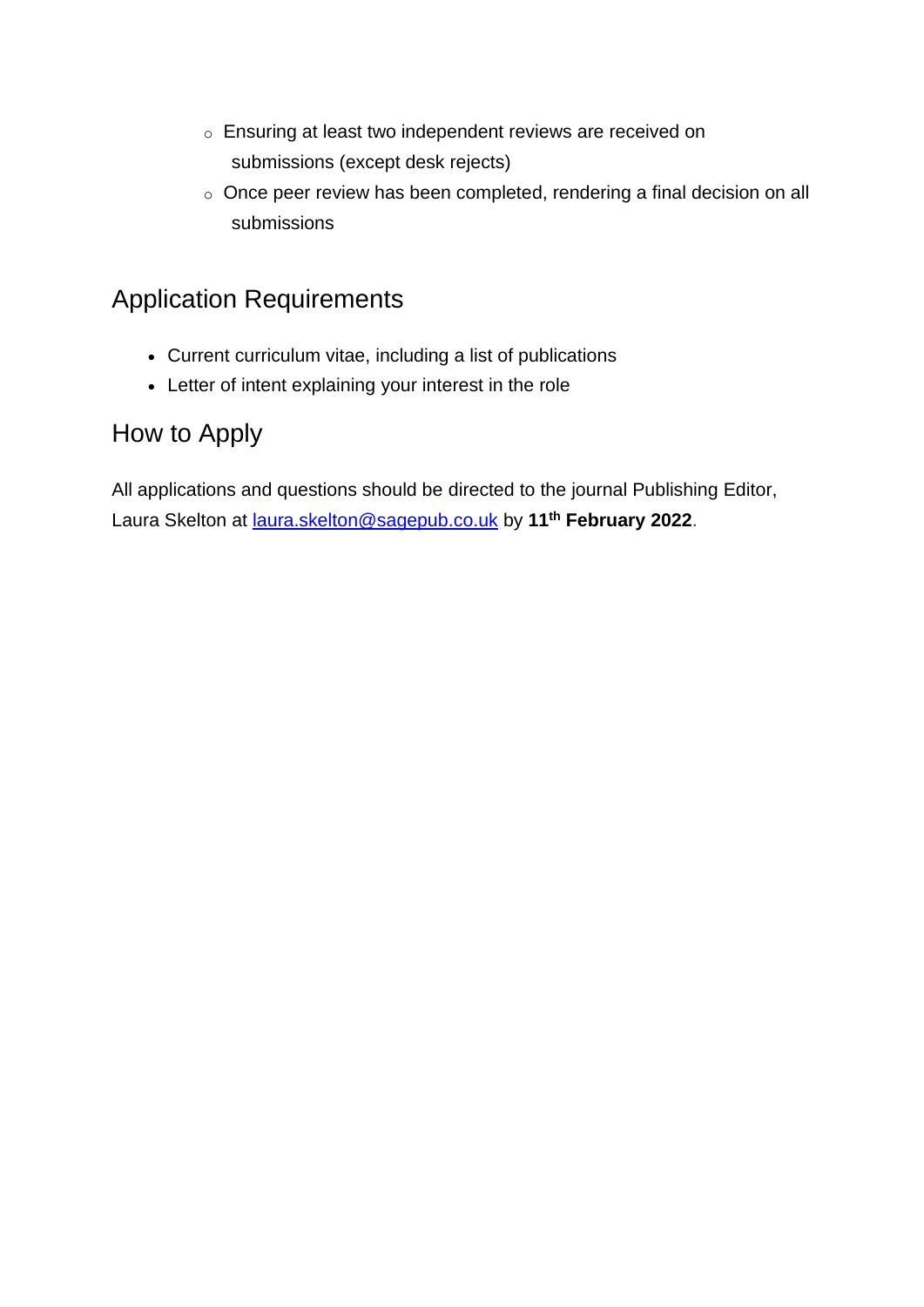- Ensuring at least two independent reviews are received on submissions (except desk rejects)
  - Once peer review has been completed, rendering a final decision on all submissions

## Application Requirements

- Current curriculum vitae, including a list of publications
- Letter of intent explaining your interest in the role

## How to Apply

All applications and questions should be directed to the journal Publishing Editor, Laura Skelton at laura.skelton@sagepub.co.uk by **11th February 2022**.